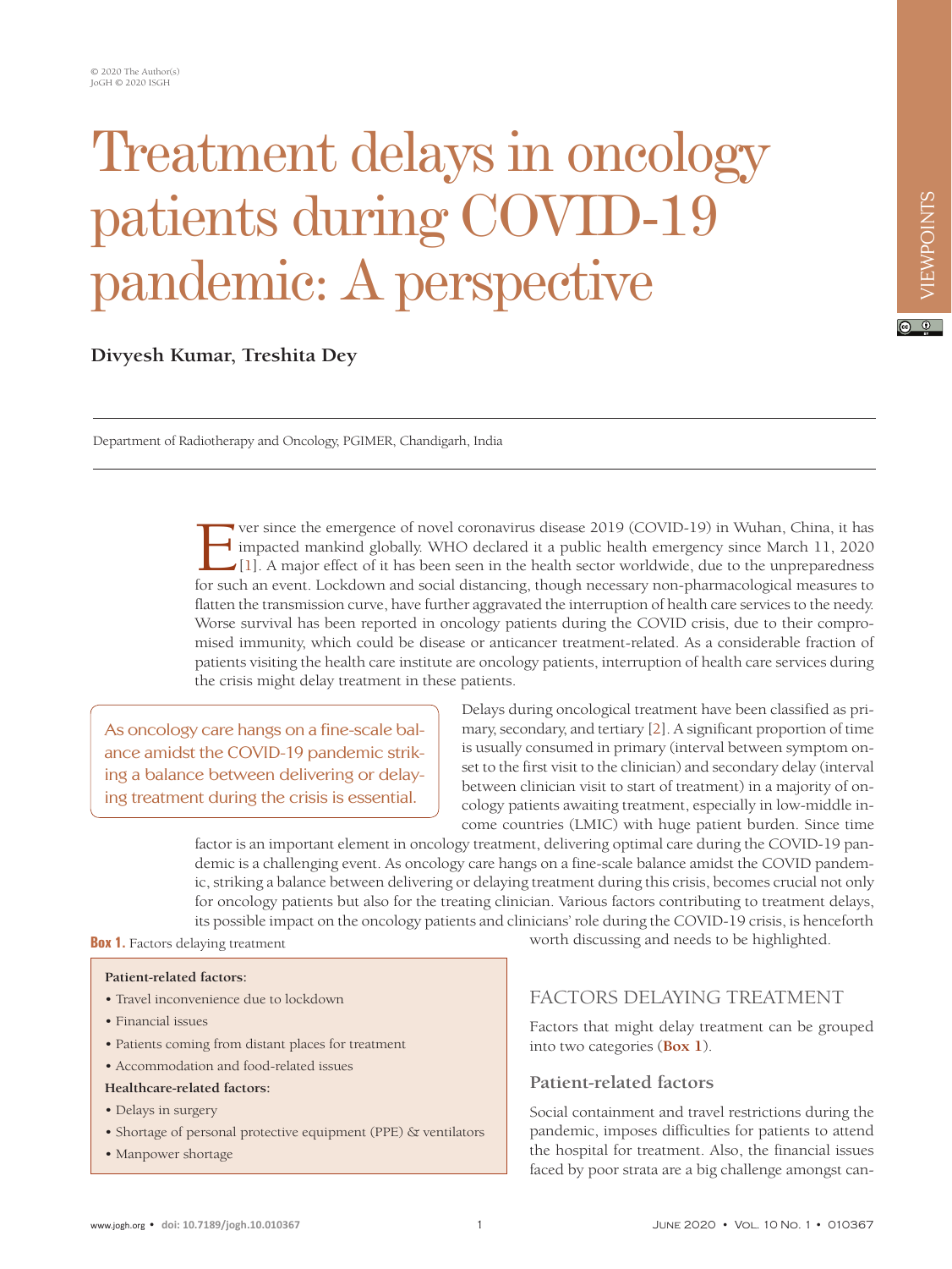# Treatment delays in oncology patients during COVID-19 pandemic: A perspective

**Divyesh Kumar, Treshita Dey**

Department of Radiotherapy and Oncology, PGIMER, Chandigarh, India

Ever since the emergence of novel coronavirus disease 2019 (COVID-19) in Wuhan, China, it has impacted mankind globally. WHO declared it a public health emergency since March 11, 2020 [1]. A major effect of it has been seen in the health sector worldwide, due to the unpreparedness for such an event. Lockdown and social distancing, though necessary non-pharmacological measures to flatten the transmission curve, have further aggravated the interruption of health care services to the needy. Worse survival has been reported in oncology patients during the COVID crisis, due to their compromised immunity, which could be disease or anticancer treatment-related. As a considerable fraction of patients visiting the health care institute are oncology patients, interruption of health care services during the crisis might delay treatment in these patients.

> As oncology care hangs on a fine-scale balance amidst the COVID-19 pandemic striking a balance between delivering or delaying treatment during the crisis is essential.

Delays during oncological treatment have been classified as primary, secondary, and tertiary [2]. A significant proportion of time is usually consumed in primary (interval between symptom onset to the first visit to the clinician) and secondary delay (interval between clinician visit to start of treatment) in a majority of oncology patients awaiting treatment, especially in low-middle income countries (LMIC) with huge patient burden. Since time factor is an important element in oncology treatment, delivering optimal care during the COVID-19 pandemic is a challenging event. As oncology care hangs on a fine-scale balance amidst the COVID pandemic, striking a balance between delivering or delaying treatment during this crisis, becomes crucial not only for oncology patients but also for the treating clinician. Various factors contributing to treatment delays, its possible impact on the oncology patients and clinicians' role during the COVID-19 crisis, is henceforth worth discussing and needs to be highlighted.

**Box 1.** Factors delaying treatment

**Patient-related factors:**

- Travel inconvenience due to lockdown
- Financial issues
- Patients coming from distant places for treatment
- Accommodation and food-related issues

**Healthcare-related factors:**

- Delays in surgery
- Shortage of personal protective equipment (PPE) & ventilators
- Manpower shortage

## FACTORS DELAYING TREATMENT

Factors that might delay treatment can be grouped into two categories (**Box 1**).

### Patient-related factors

Social containment and travel restrictions during the pandemic, imposes difficulties for patients to attend the hospital for treatment. Also, the financial issues faced by poor strata are a big challenge amongst can-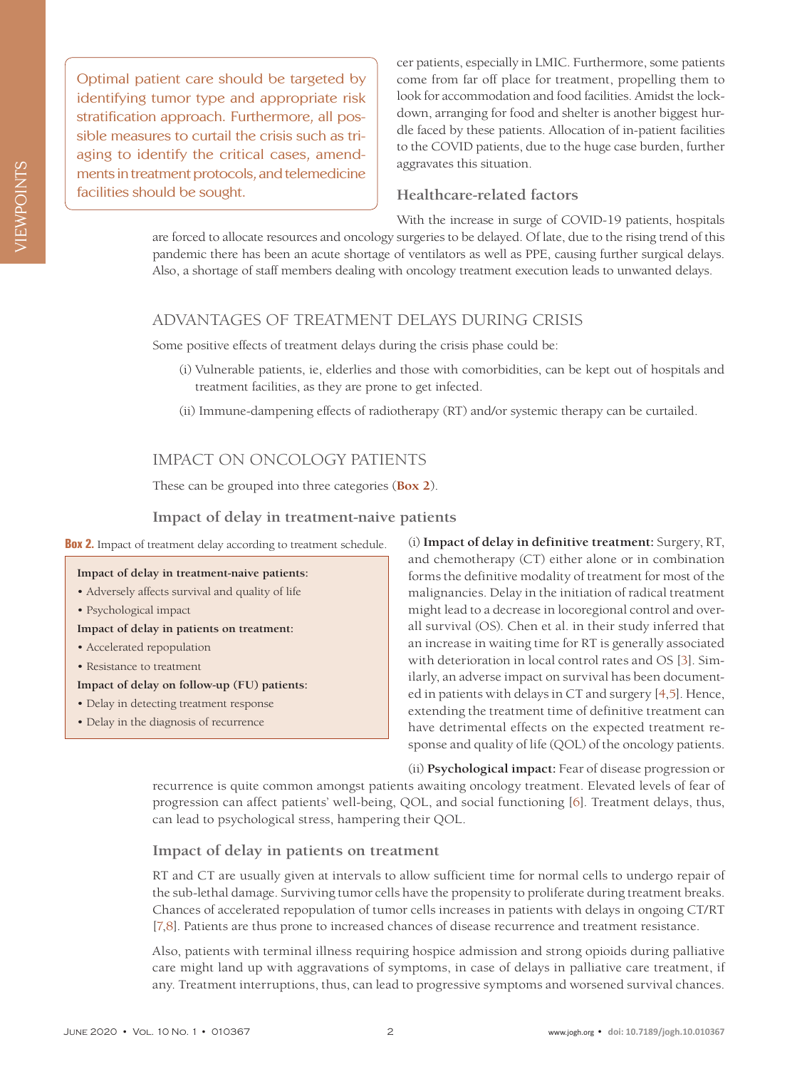Optimal patient care should be targeted by identifying tumor type and appropriate risk stratification approach. Furthermore, all possible measures to curtail the crisis such as triaging to identify the critical cases, amendments in treatment protocols, and telemedicine facilities should be sought.

cer patients, especially in LMIC. Furthermore, some patients come from far off place for treatment, propelling them to look for accommodation and food facilities. Amidst the lockdown, arranging for food and shelter is another biggest hurdle faced by these patients. Allocation of in-patient facilities to the COVID patients, due to the huge case burden, further aggravates this situation.

### Healthcare-related factors

With the increase in surge of COVID-19 patients, hospitals are forced to allocate resources and oncology surgeries to be delayed. Of late, due to the rising trend of this pandemic there has been an acute shortage of ventilators as well as PPE, causing further surgical delays. Also, a shortage of staff members dealing with oncology treatment execution leads to unwanted delays.

## ADVANTAGES OF TREATMENT DELAYS DURING CRISIS

Some positive effects of treatment delays during the crisis phase could be:

(i) Vulnerable patients, ie, elderlies and those with comorbidities, can be kept out of hospitals and treatment facilities, as they are prone to get infected.

(ii) Immune-dampening effects of radiotherapy (RT) and/or systemic therapy can be curtailed.

## IMPACT ON ONCOLOGY PATIENTS

These can be grouped into three categories (**Box 2**).

### Impact of delay in treatment-naive patients

**Box 2.** Impact of treatment delay according to treatment schedule.

**Impact of delay in treatment-naive patients:**
- Adversely affects survival and quality of life
- Psychological impact

**Impact of delay in patients on treatment:**
- Accelerated repopulation
- Resistance to treatment

**Impact of delay on follow-up (FU) patients:**
- Delay in detecting treatment response
- Delay in the diagnosis of recurrence

(i) **Impact of delay in definitive treatment:** Surgery, RT, and chemotherapy (CT) either alone or in combination forms the definitive modality of treatment for most of the malignancies. Delay in the initiation of radical treatment might lead to a decrease in locoregional control and overall survival (OS). Chen et al. in their study inferred that an increase in waiting time for RT is generally associated with deterioration in local control rates and OS [3]. Similarly, an adverse impact on survival has been documented in patients with delays in CT and surgery [4,5]. Hence, extending the treatment time of definitive treatment can have detrimental effects on the expected treatment response and quality of life (QOL) of the oncology patients.

(ii) **Psychological impact:** Fear of disease progression or recurrence is quite common amongst patients awaiting oncology treatment. Elevated levels of fear of progression can affect patients' well-being, QOL, and social functioning [6]. Treatment delays, thus, can lead to psychological stress, hampering their QOL.

### Impact of delay in patients on treatment

RT and CT are usually given at intervals to allow sufficient time for normal cells to undergo repair of the sub-lethal damage. Surviving tumor cells have the propensity to proliferate during treatment breaks. Chances of accelerated repopulation of tumor cells increases in patients with delays in ongoing CT/RT [7,8]. Patients are thus prone to increased chances of disease recurrence and treatment resistance.

Also, patients with terminal illness requiring hospice admission and strong opioids during palliative care might land up with aggravations of symptoms, in case of delays in palliative care treatment, if any. Treatment interruptions, thus, can lead to progressive symptoms and worsened survival chances.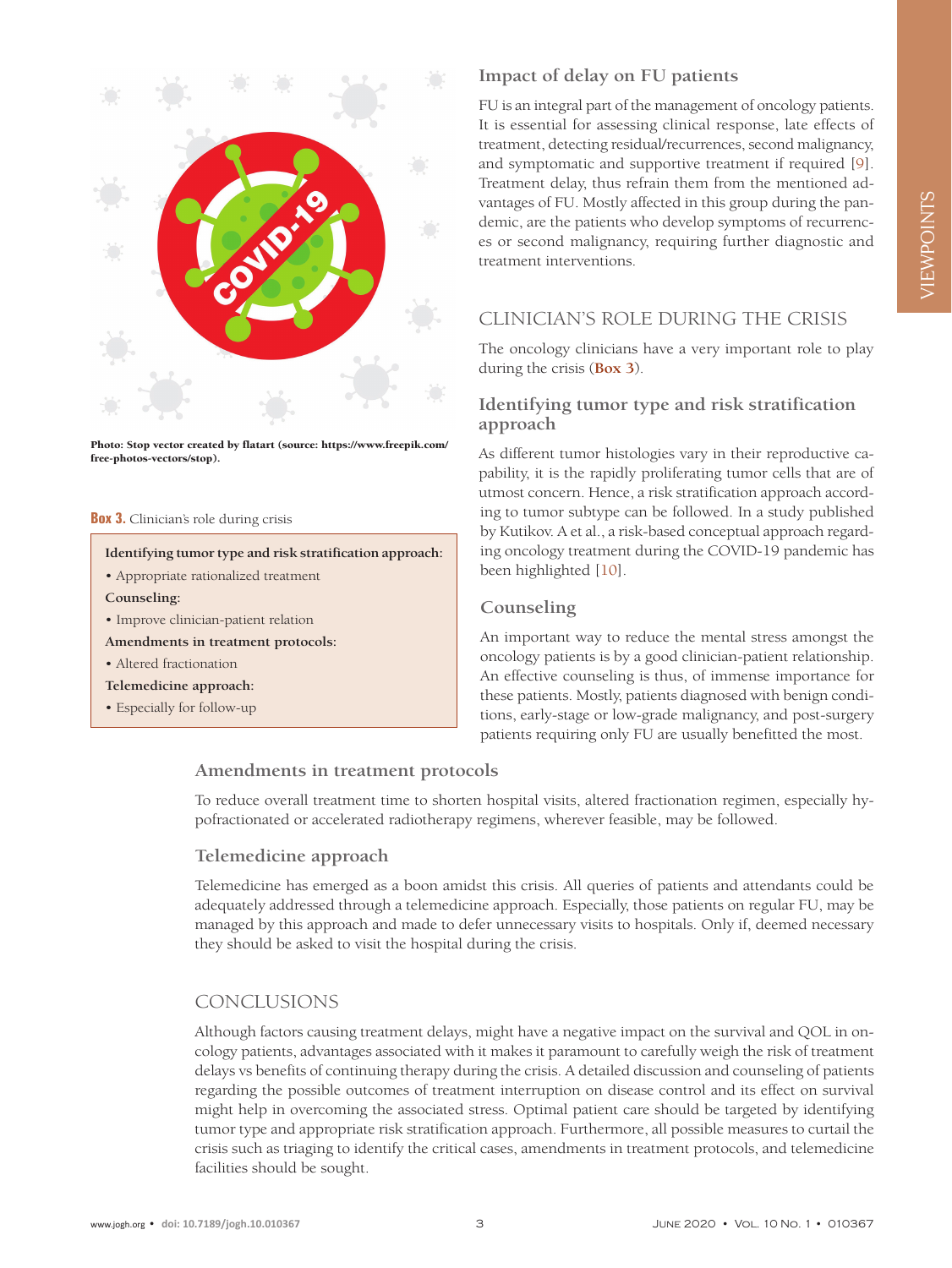Photo: Stop vector created by flatart (source: https://www.freepik.com/free-photos-vectors/stop).

**Box 3.** Clinician's role during crisis

**Identifying tumor type and risk stratification approach:**

- Appropriate rationalized treatment

**Counseling:**

- Improve clinician-patient relation

**Amendments in treatment protocols:**

- Altered fractionation

**Telemedicine approach:**

- Especially for follow-up

### Impact of delay on FU patients

FU is an integral part of the management of oncology patients. It is essential for assessing clinical response, late effects of treatment, detecting residual/recurrences, second malignancy, and symptomatic and supportive treatment if required [9]. Treatment delay, thus refrain them from the mentioned advantages of FU. Mostly affected in this group during the pandemic, are the patients who develop symptoms of recurrences or second malignancy, requiring further diagnostic and treatment interventions.

## CLINICIAN'S ROLE DURING THE CRISIS

The oncology clinicians have a very important role to play during the crisis (**Box 3**).

### Identifying tumor type and risk stratification approach

As different tumor histologies vary in their reproductive capability, it is the rapidly proliferating tumor cells that are of utmost concern. Hence, a risk stratification approach according to tumor subtype can be followed. In a study published by Kutikov. A et al., a risk-based conceptual approach regarding oncology treatment during the COVID-19 pandemic has been highlighted [10].

### Counseling

An important way to reduce the mental stress amongst the oncology patients is by a good clinician-patient relationship. An effective counseling is thus, of immense importance for these patients. Mostly, patients diagnosed with benign conditions, early-stage or low-grade malignancy, and post-surgery patients requiring only FU are usually benefitted the most.

### Amendments in treatment protocols

To reduce overall treatment time to shorten hospital visits, altered fractionation regimen, especially hypofractionated or accelerated radiotherapy regimens, wherever feasible, may be followed.

### Telemedicine approach

Telemedicine has emerged as a boon amidst this crisis. All queries of patients and attendants could be adequately addressed through a telemedicine approach. Especially, those patients on regular FU, may be managed by this approach and made to defer unnecessary visits to hospitals. Only if, deemed necessary they should be asked to visit the hospital during the crisis.

## CONCLUSIONS

Although factors causing treatment delays, might have a negative impact on the survival and QOL in oncology patients, advantages associated with it makes it paramount to carefully weigh the risk of treatment delays vs benefits of continuing therapy during the crisis. A detailed discussion and counseling of patients regarding the possible outcomes of treatment interruption on disease control and its effect on survival might help in overcoming the associated stress. Optimal patient care should be targeted by identifying tumor type and appropriate risk stratification approach. Furthermore, all possible measures to curtail the crisis such as triaging to identify the critical cases, amendments in treatment protocols, and telemedicine facilities should be sought.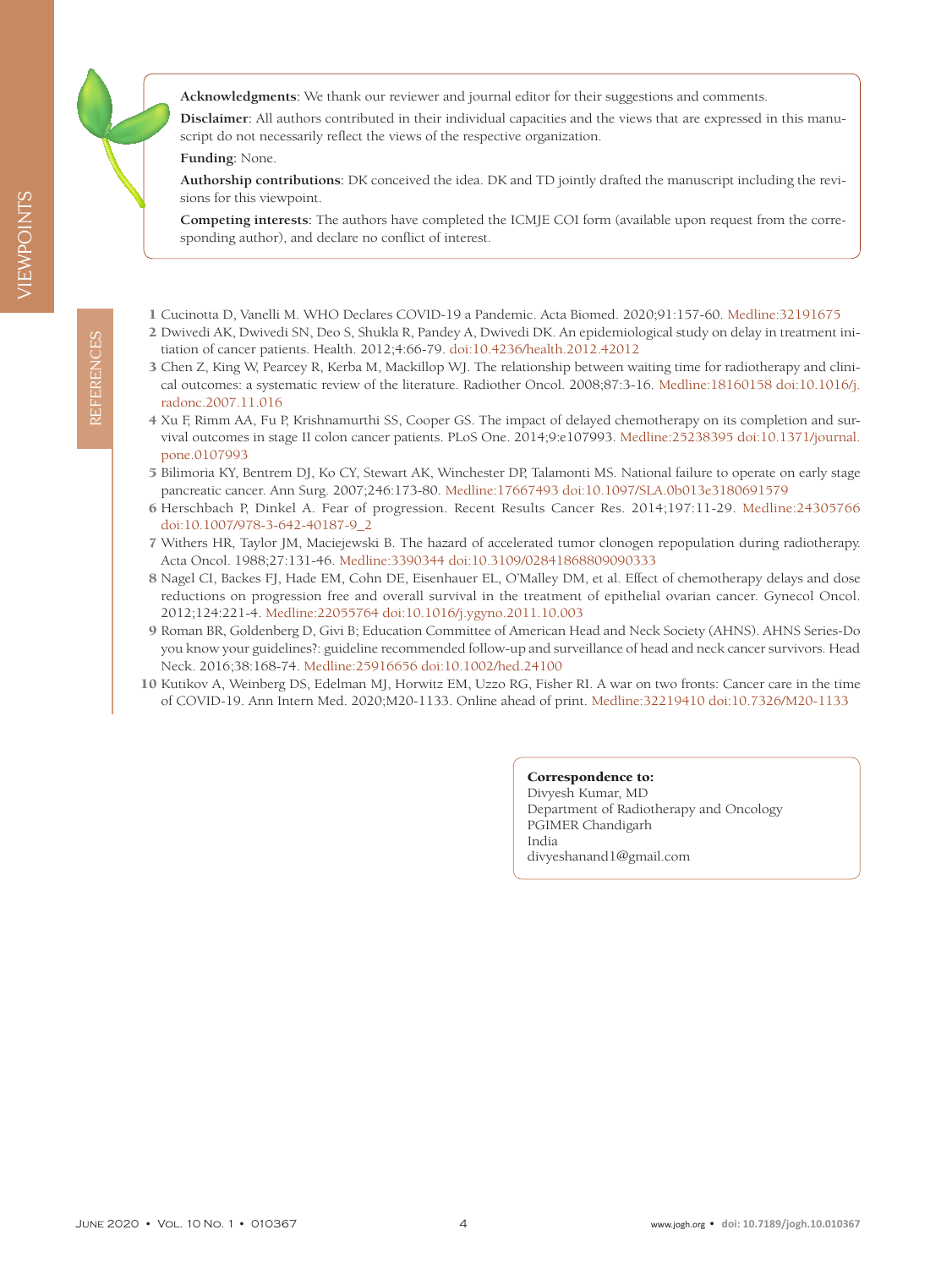**Acknowledgments**: We thank our reviewer and journal editor for their suggestions and comments.

**Disclaimer**: All authors contributed in their individual capacities and the views that are expressed in this manuscript do not necessarily reflect the views of the respective organization.

**Funding**: None.

**Authorship contributions**: DK conceived the idea. DK and TD jointly drafted the manuscript including the revisions for this viewpoint.

**Competing interests**: The authors have completed the ICMJE COI form (available upon request from the corresponding author), and declare no conflict of interest.

## REFERENCES

1. Cucinotta D, Vanelli M. WHO Declares COVID-19 a Pandemic. Acta Biomed. 2020;91:157-60. Medline:32191675
2. Dwivedi AK, Dwivedi SN, Deo S, Shukla R, Pandey A, Dwivedi DK. An epidemiological study on delay in treatment initiation of cancer patients. Health. 2012;4:66-79. doi:10.4236/health.2012.42012
3. Chen Z, King W, Pearcey R, Kerba M, Mackillop WJ. The relationship between waiting time for radiotherapy and clinical outcomes: a systematic review of the literature. Radiother Oncol. 2008;87:3-16. Medline:18160158 doi:10.1016/j.radonc.2007.11.016
4. Xu F, Rimm AA, Fu P, Krishnamurthi SS, Cooper GS. The impact of delayed chemotherapy on its completion and survival outcomes in stage II colon cancer patients. PLoS One. 2014;9:e107993. Medline:25238395 doi:10.1371/journal.pone.0107993
5. Bilimoria KY, Bentrem DJ, Ko CY, Stewart AK, Winchester DP, Talamonti MS. National failure to operate on early stage pancreatic cancer. Ann Surg. 2007;246:173-80. Medline:17667493 doi:10.1097/SLA.0b013e3180691579
6. Herschbach P, Dinkel A. Fear of progression. Recent Results Cancer Res. 2014;197:11-29. Medline:24305766 doi:10.1007/978-3-642-40187-9_2
7. Withers HR, Taylor JM, Maciejewski B. The hazard of accelerated tumor clonogen repopulation during radiotherapy. Acta Oncol. 1988;27:131-46. Medline:3390344 doi:10.3109/02841868809090333
8. Nagel CI, Backes FJ, Hade EM, Cohn DE, Eisenhauer EL, O'Malley DM, et al. Effect of chemotherapy delays and dose reductions on progression free and overall survival in the treatment of epithelial ovarian cancer. Gynecol Oncol. 2012;124:221-4. Medline:22055764 doi:10.1016/j.ygyno.2011.10.003
9. Roman BR, Goldenberg D, Givi B; Education Committee of American Head and Neck Society (AHNS). AHNS Series-Do you know your guidelines?: guideline recommended follow-up and surveillance of head and neck cancer survivors. Head Neck. 2016;38:168-74. Medline:25916656 doi:10.1002/hed.24100
10. Kutikov A, Weinberg DS, Edelman MJ, Horwitz EM, Uzzo RG, Fisher RI. A war on two fronts: Cancer care in the time of COVID-19. Ann Intern Med. 2020;M20-1133. Online ahead of print. Medline:32219410 doi:10.7326/M20-1133

**Correspondence to:**
Divyesh Kumar, MD
Department of Radiotherapy and Oncology
PGIMER Chandigarh
India
divyeshanand1@gmail.com